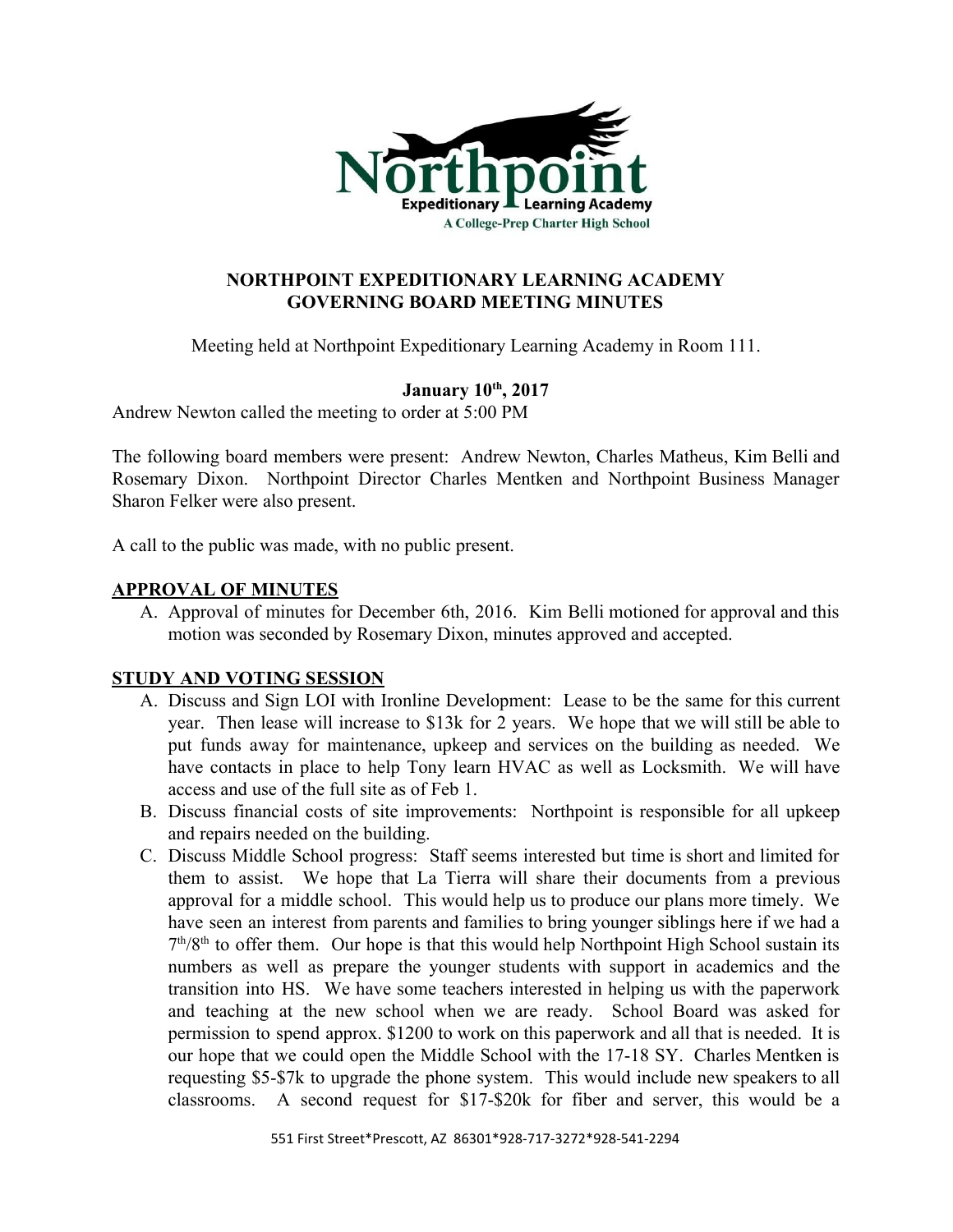# NORTHPOINT EXPEDITIONARY LEARNING ACADEMY
# GOVERNING BOARD MEETING MINUTES

Meeting held at Northpoint Expeditionary Learning Academy in Room 111.

**January 10th, 2017**

Andrew Newton called the meeting to order at 5:00 PM

The following board members were present: Andrew Newton, Charles Matheus, Kim Belli and Rosemary Dixon. Northpoint Director Charles Mentken and Northpoint Business Manager Sharon Felker were also present.

A call to the public was made, with no public present.

## APPROVAL OF MINUTES

A. Approval of minutes for December 6th, 2016. Kim Belli motioned for approval and this motion was seconded by Rosemary Dixon, minutes approved and accepted.

## STUDY AND VOTING SESSION

A. Discuss and Sign LOI with Ironline Development: Lease to be the same for this current year. Then lease will increase to $13k for 2 years. We hope that we will still be able to put funds away for maintenance, upkeep and services on the building as needed. We have contacts in place to help Tony learn HVAC as well as Locksmith. We will have access and use of the full site as of Feb 1.
B. Discuss financial costs of site improvements: Northpoint is responsible for all upkeep and repairs needed on the building.
C. Discuss Middle School progress: Staff seems interested but time is short and limited for them to assist. We hope that La Tierra will share their documents from a previous approval for a middle school. This would help us to produce our plans more timely. We have seen an interest from parents and families to bring younger siblings here if we had a 7th/8th to offer them. Our hope is that this would help Northpoint High School sustain its numbers as well as prepare the younger students with support in academics and the transition into HS. We have some teachers interested in helping us with the paperwork and teaching at the new school when we are ready. School Board was asked for permission to spend approx. $1200 to work on this paperwork and all that is needed. It is our hope that we could open the Middle School with the 17-18 SY. Charles Mentken is requesting $5-$7k to upgrade the phone system. This would include new speakers to all classrooms. A second request for $17-$20k for fiber and server, this would be a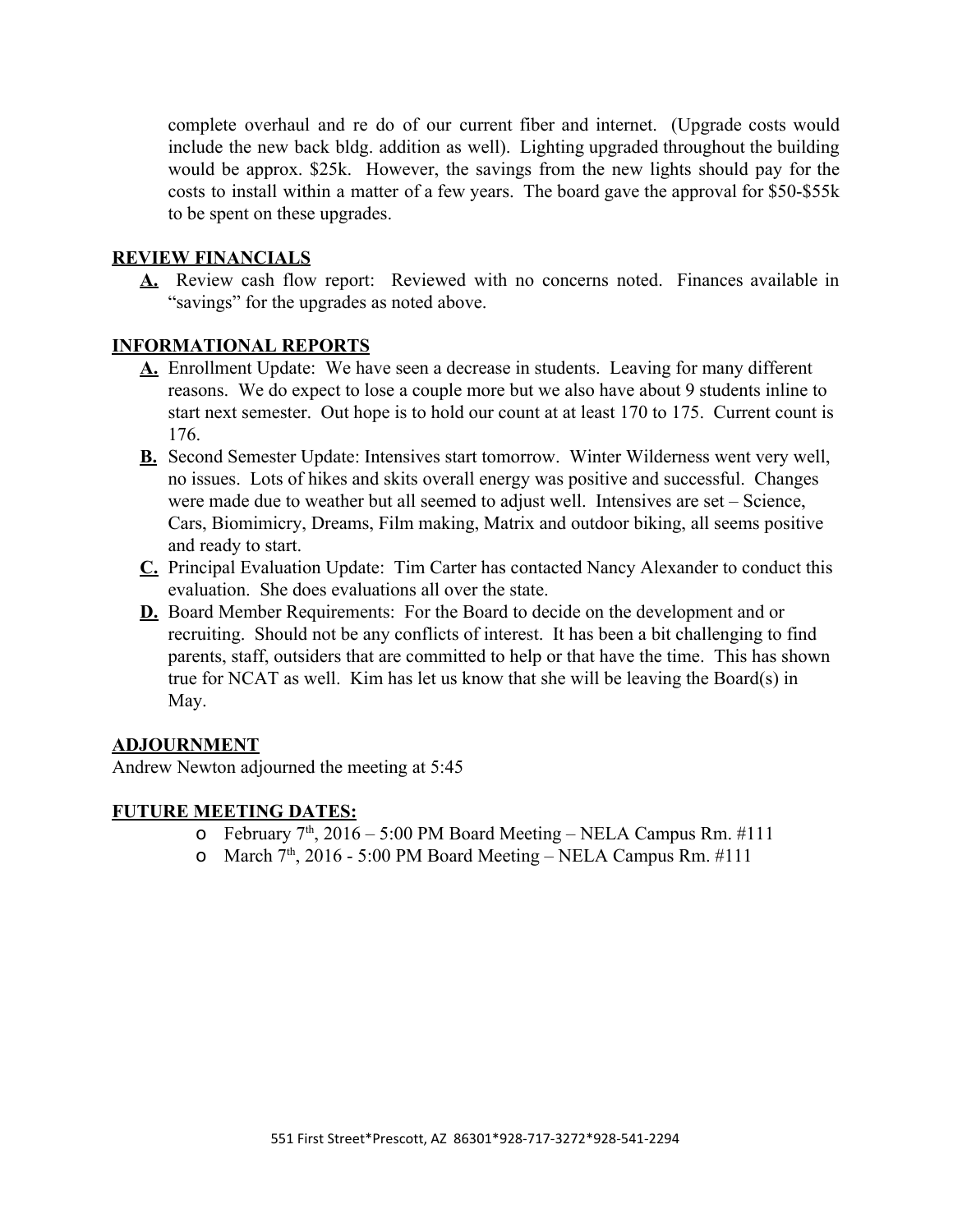complete overhaul and re do of our current fiber and internet. (Upgrade costs would include the new back bldg. addition as well). Lighting upgraded throughout the building would be approx. $25k. However, the savings from the new lights should pay for the costs to install within a matter of a few years. The board gave the approval for $50-$55k to be spent on these upgrades.

**REVIEW FINANCIALS**

**A.** Review cash flow report: Reviewed with no concerns noted. Finances available in "savings" for the upgrades as noted above.

**INFORMATIONAL REPORTS**

**A.** Enrollment Update: We have seen a decrease in students. Leaving for many different reasons. We do expect to lose a couple more but we also have about 9 students inline to start next semester. Out hope is to hold our count at at least 170 to 175. Current count is 176.

**B.** Second Semester Update: Intensives start tomorrow. Winter Wilderness went very well, no issues. Lots of hikes and skits overall energy was positive and successful. Changes were made due to weather but all seemed to adjust well. Intensives are set – Science, Cars, Biomimicry, Dreams, Film making, Matrix and outdoor biking, all seems positive and ready to start.

**C.** Principal Evaluation Update: Tim Carter has contacted Nancy Alexander to conduct this evaluation. She does evaluations all over the state.

**D.** Board Member Requirements: For the Board to decide on the development and or recruiting. Should not be any conflicts of interest. It has been a bit challenging to find parents, staff, outsiders that are committed to help or that have the time. This has shown true for NCAT as well. Kim has let us know that she will be leaving the Board(s) in May.

**ADJOURNMENT**

Andrew Newton adjourned the meeting at 5:45

**FUTURE MEETING DATES:**

- February 7th, 2016 – 5:00 PM Board Meeting – NELA Campus Rm. #111
- March 7th, 2016 - 5:00 PM Board Meeting – NELA Campus Rm. #111

551 First Street*Prescott, AZ 86301*928-717-3272*928-541-2294